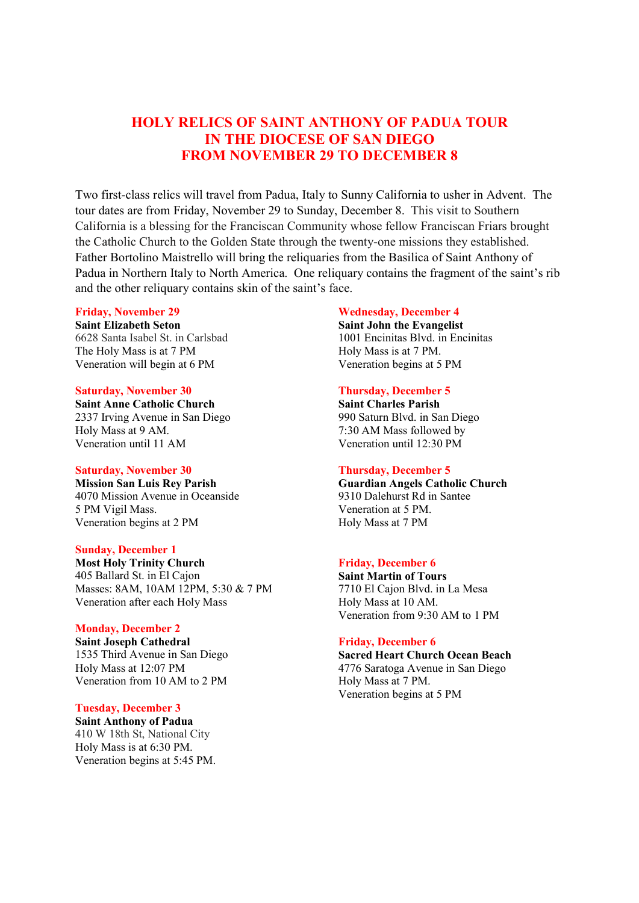# HOLY RELICS OF SAINT ANTHONY OF PADUA TOUR IN THE DIOCESE OF SAN DIEGO FROM NOVEMBER 29 TO DECEMBER 8

Two first-class relics will travel from Padua, Italy to Sunny California to usher in Advent. The tour dates are from Friday, November 29 to Sunday, December 8. This visit to Southern California is a blessing for the Franciscan Community whose fellow Franciscan Friars brought the Catholic Church to the Golden State through the twenty-one missions they established. Father Bortolino Maistrello will bring the reliquaries from the Basilica of Saint Anthony of Padua in Northern Italy to North America. One reliquary contains the fragment of the saint's rib and the other reliquary contains skin of the saint's face.

### Friday, November 29

**Saint Elizabeth Seton**
6628 Santa Isabel St. in Carlsbad
The Holy Mass is at 7 PM
Veneration will begin at 6 PM

### Saturday, November 30

**Saint Anne Catholic Church**
2337 Irving Avenue in San Diego
Holy Mass at 9 AM.
Veneration until 11 AM

### Saturday, November 30

**Mission San Luis Rey Parish**
4070 Mission Avenue in Oceanside
5 PM Vigil Mass.
Veneration begins at 2 PM

### Sunday, December 1

**Most Holy Trinity Church**
405 Ballard St. in El Cajon
Masses: 8AM, 10AM 12PM, 5:30 & 7 PM
Veneration after each Holy Mass

### Monday, December 2

**Saint Joseph Cathedral**
1535 Third Avenue in San Diego
Holy Mass at 12:07 PM
Veneration from 10 AM to 2 PM

### Tuesday, December 3

**Saint Anthony of Padua**
410 W 18th St, National City
Holy Mass is at 6:30 PM.
Veneration begins at 5:45 PM.

### Wednesday, December 4

**Saint John the Evangelist**
1001 Encinitas Blvd. in Encinitas
Holy Mass is at 7 PM.
Veneration begins at 5 PM

### Thursday, December 5

**Saint Charles Parish**
990 Saturn Blvd. in San Diego
7:30 AM Mass followed by
Veneration until 12:30 PM

### Thursday, December 5

**Guardian Angels Catholic Church**
9310 Dalehurst Rd in Santee
Veneration at 5 PM.
Holy Mass at 7 PM

### Friday, December 6

**Saint Martin of Tours**
7710 El Cajon Blvd. in La Mesa
Holy Mass at 10 AM.
Veneration from 9:30 AM to 1 PM

### Friday, December 6

**Sacred Heart Church Ocean Beach**
4776 Saratoga Avenue in San Diego
Holy Mass at 7 PM.
Veneration begins at 5 PM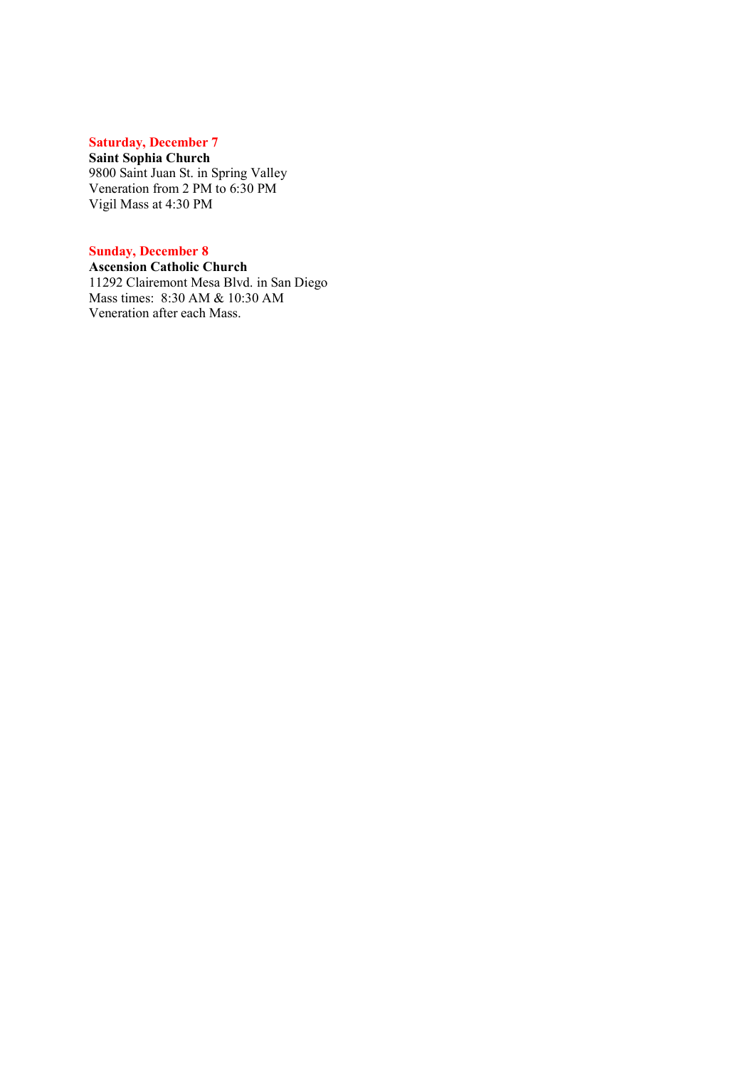**Saturday, December 7**
**Saint Sophia Church**
9800 Saint Juan St. in Spring Valley
Veneration from 2 PM to 6:30 PM
Vigil Mass at 4:30 PM

**Sunday, December 8**
**Ascension Catholic Church**
11292 Clairemont Mesa Blvd. in San Diego
Mass times: 8:30 AM & 10:30 AM
Veneration after each Mass.